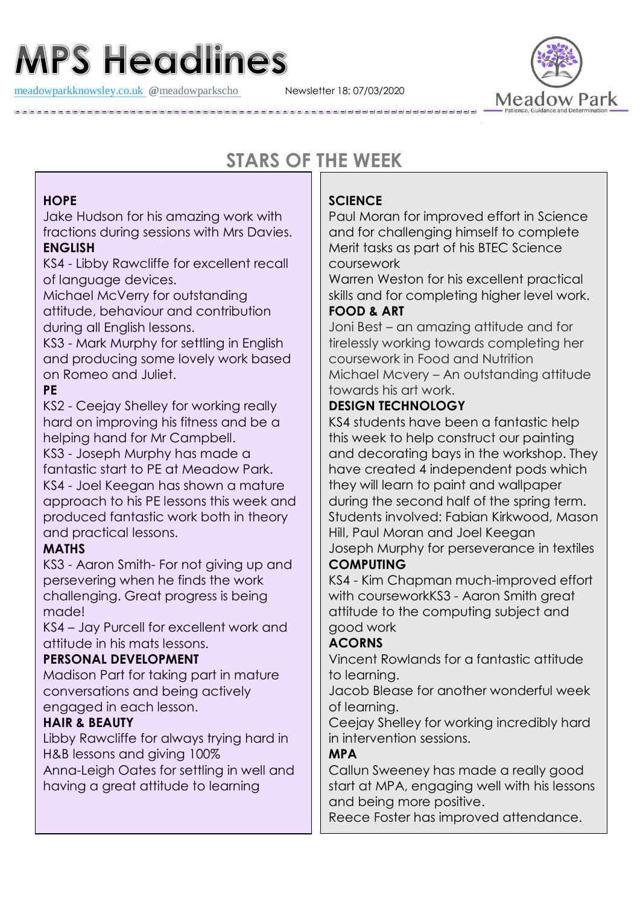# MPS Headlines

meadowparkknowsley.co.uk @meadowparkscho Newsletter 18: 07/03/2020

Meadow Park
Patience, Guidance and Determination

## STARS OF THE WEEK

**HOPE**
Jake Hudson for his amazing work with fractions during sessions with Mrs Davies.

**ENGLISH**
KS4 - Libby Rawcliffe for excellent recall of language devices.
Michael McVerry for outstanding attitude, behaviour and contribution during all English lessons.
KS3 - Mark Murphy for settling in English and producing some lovely work based on Romeo and Juliet.

**PE**
KS2 - Ceejay Shelley for working really hard on improving his fitness and be a helping hand for Mr Campbell.
KS3 - Joseph Murphy has made a fantastic start to PE at Meadow Park.
KS4 - Joel Keegan has shown a mature approach to his PE lessons this week and produced fantastic work both in theory and practical lessons.

**MATHS**
KS3 - Aaron Smith- For not giving up and persevering when he finds the work challenging. Great progress is being made!
KS4 – Jay Purcell for excellent work and attitude in his mats lessons.

**PERSONAL DEVELOPMENT**
Madison Part for taking part in mature conversations and being actively engaged in each lesson.

**HAIR & BEAUTY**
Libby Rawcliffe for always trying hard in H&B lessons and giving 100%
Anna-Leigh Oates for settling in well and having a great attitude to learning

**SCIENCE**
Paul Moran for improved effort in Science and for challenging himself to complete Merit tasks as part of his BTEC Science coursework
Warren Weston for his excellent practical skills and for completing higher level work.

**FOOD & ART**
Joni Best – an amazing attitude and for tirelessly working towards completing her coursework in Food and Nutrition
Michael Mcvery – An outstanding attitude towards his art work.

**DESIGN TECHNOLOGY**
KS4 students have been a fantastic help this week to help construct our painting and decorating bays in the workshop. They have created 4 independent pods which they will learn to paint and wallpaper during the second half of the spring term. Students involved: Fabian Kirkwood, Mason Hill, Paul Moran and Joel Keegan
Joseph Murphy for perseverance in textiles

**COMPUTING**
KS4 - Kim Chapman much-improved effort with courseworkKS3 - Aaron Smith great attitude to the computing subject and good work

**ACORNS**
Vincent Rowlands for a fantastic attitude to learning.
Jacob Blease for another wonderful week of learning.
Ceejay Shelley for working incredibly hard in intervention sessions.

**MPA**
Callun Sweeney has made a really good start at MPA, engaging well with his lessons and being more positive.
Reece Foster has improved attendance.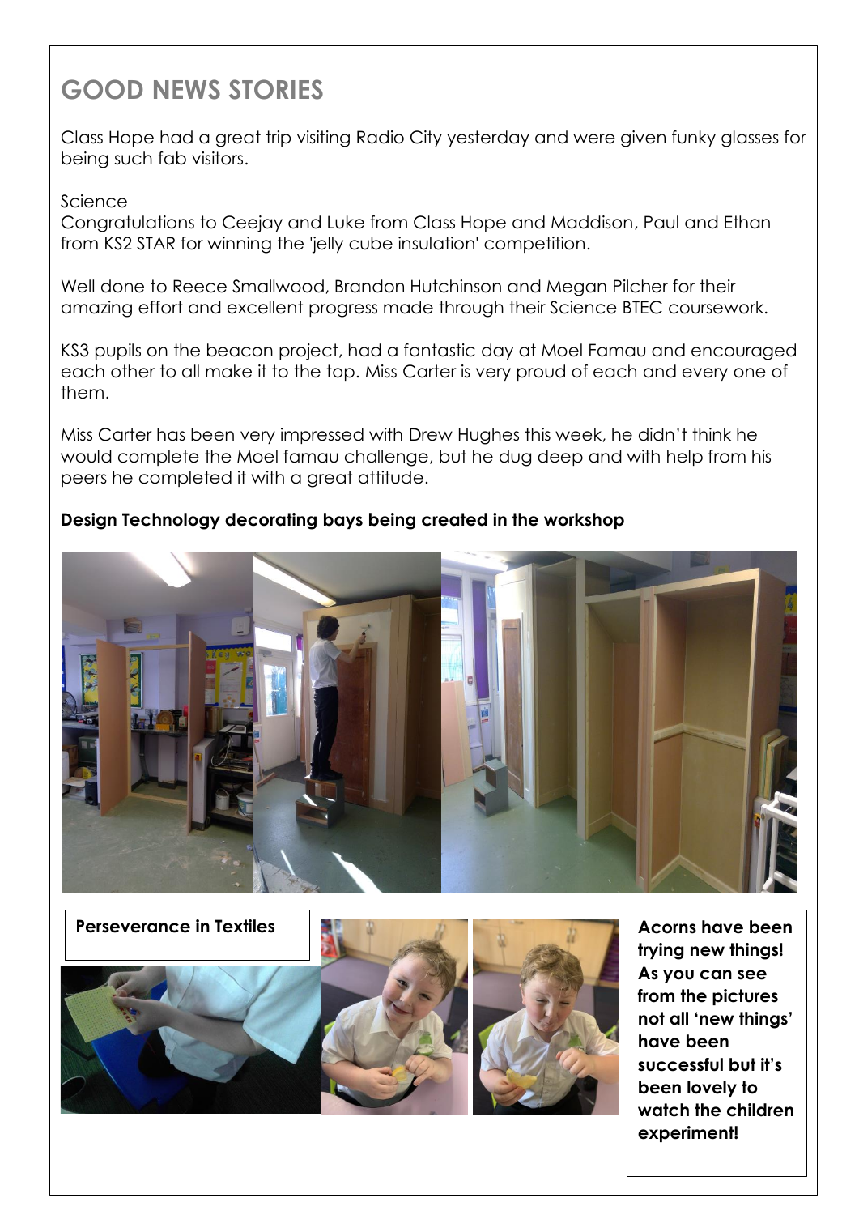# GOOD NEWS STORIES

Class Hope had a great trip visiting Radio City yesterday and were given funky glasses for being such fab visitors.

Science
Congratulations to Ceejay and Luke from Class Hope and Maddison, Paul and Ethan from KS2 STAR for winning the 'jelly cube insulation' competition.

Well done to Reece Smallwood, Brandon Hutchinson and Megan Pilcher for their amazing effort and excellent progress made through their Science BTEC coursework.

KS3 pupils on the beacon project, had a fantastic day at Moel Famau and encouraged each other to all make it to the top. Miss Carter is very proud of each and every one of them.

Miss Carter has been very impressed with Drew Hughes this week, he didn't think he would complete the Moel famau challenge, but he dug deep and with help from his peers he completed it with a great attitude.

**Design Technology decorating bays being created in the workshop**

**Perseverance in Textiles**

**Acorns have been trying new things! As you can see from the pictures not all 'new things' have been successful but it's been lovely to watch the children experiment!**